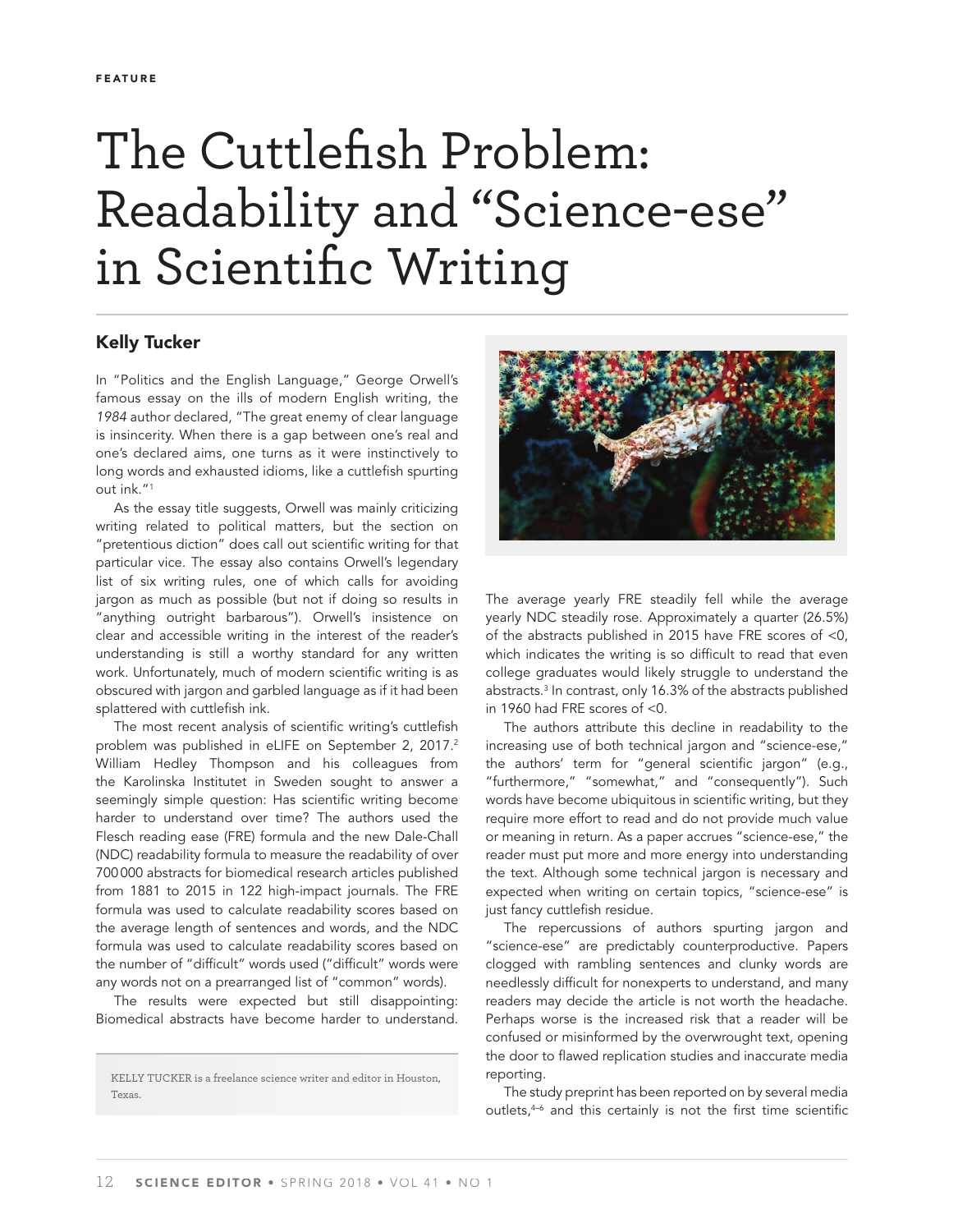FEATURE

# The Cuttlefish Problem: Readability and "Science-ese" in Scientific Writing

**Kelly Tucker**

In "Politics and the English Language," George Orwell's famous essay on the ills of modern English writing, the *1984* author declared, "The great enemy of clear language is insincerity. When there is a gap between one's real and one's declared aims, one turns as it were instinctively to long words and exhausted idioms, like a cuttlefish spurting out ink."[1]

As the essay title suggests, Orwell was mainly criticizing writing related to political matters, but the section on "pretentious diction" does call out scientific writing for that particular vice. The essay also contains Orwell's legendary list of six writing rules, one of which calls for avoiding jargon as much as possible (but not if doing so results in "anything outright barbarous"). Orwell's insistence on clear and accessible writing in the interest of the reader's understanding is still a worthy standard for any written work. Unfortunately, much of modern scientific writing is as obscured with jargon and garbled language as if it had been splattered with cuttlefish ink.

The most recent analysis of scientific writing's cuttlefish problem was published in eLIFE on September 2, 2017.[2] William Hedley Thompson and his colleagues from the Karolinska Institutet in Sweden sought to answer a seemingly simple question: Has scientific writing become harder to understand over time? The authors used the Flesch reading ease (FRE) formula and the new Dale-Chall (NDC) readability formula to measure the readability of over 700 000 abstracts for biomedical research articles published from 1881 to 2015 in 122 high-impact journals. The FRE formula was used to calculate readability scores based on the average length of sentences and words, and the NDC formula was used to calculate readability scores based on the number of "difficult" words used ("difficult" words were any words not on a prearranged list of "common" words).

The results were expected but still disappointing: Biomedical abstracts have become harder to understand. The average yearly FRE steadily fell while the average yearly NDC steadily rose. Approximately a quarter (26.5%) of the abstracts published in 2015 have FRE scores of <0, which indicates the writing is so difficult to read that even college graduates would likely struggle to understand the abstracts.[3] In contrast, only 16.3% of the abstracts published in 1960 had FRE scores of <0.

The authors attribute this decline in readability to the increasing use of both technical jargon and "science-ese," the authors' term for "general scientific jargon" (e.g., "furthermore," "somewhat," and "consequently"). Such words have become ubiquitous in scientific writing, but they require more effort to read and do not provide much value or meaning in return. As a paper accrues "science-ese," the reader must put more and more energy into understanding the text. Although some technical jargon is necessary and expected when writing on certain topics, "science-ese" is just fancy cuttlefish residue.

The repercussions of authors spurting jargon and "science-ese" are predictably counterproductive. Papers clogged with rambling sentences and clunky words are needlessly difficult for nonexperts to understand, and many readers may decide the article is not worth the headache. Perhaps worse is the increased risk that a reader will be confused or misinformed by the overwrought text, opening the door to flawed replication studies and inaccurate media reporting.

The study preprint has been reported on by several media outlets,[4–6] and this certainly is not the first time scientific

KELLY TUCKER is a freelance science writer and editor in Houston, Texas.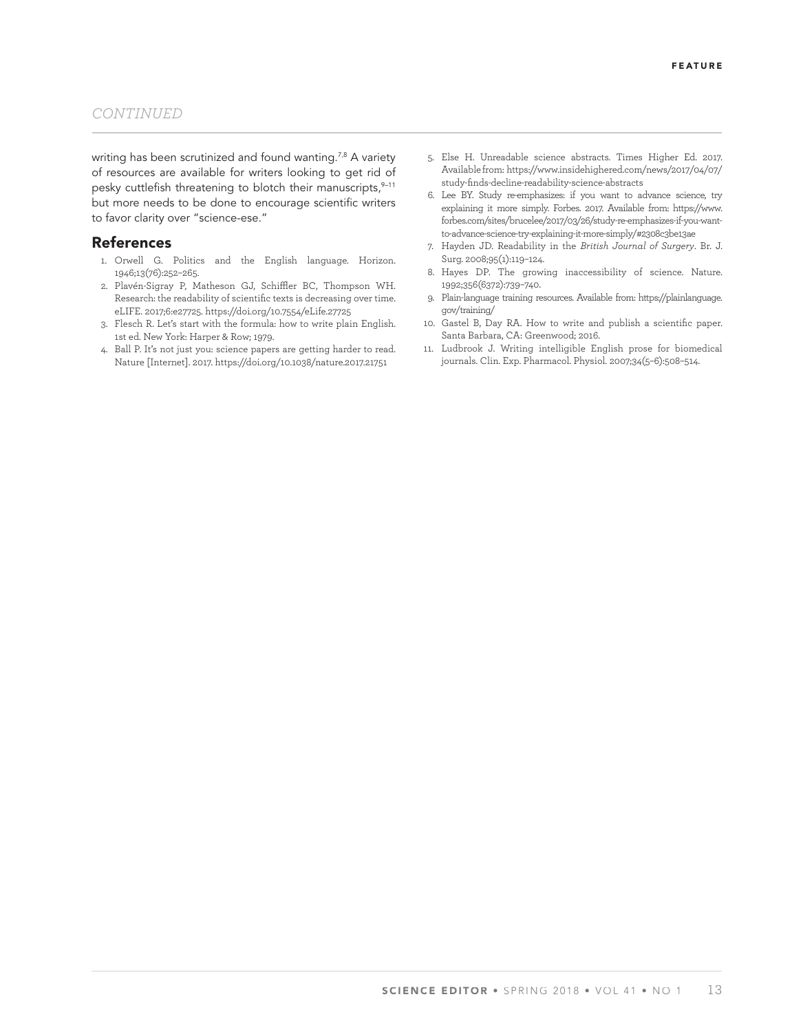CONTINUED

writing has been scrutinized and found wanting.[7,8] A variety of resources are available for writers looking to get rid of pesky cuttlefish threatening to blotch their manuscripts,[9–11] but more needs to be done to encourage scientific writers to favor clarity over "science-ese."

## References

1. Orwell G. Politics and the English language. Horizon. 1946;13(76):252–265.
2. Plavén-Sigray P, Matheson GJ, Schiffler BC, Thompson WH. Research: the readability of scientific texts is decreasing over time. eLIFE. 2017;6:e27725. https://doi.org/10.7554/eLife.27725
3. Flesch R. Let's start with the formula: how to write plain English. 1st ed. New York: Harper & Row; 1979.
4. Ball P. It's not just you: science papers are getting harder to read. Nature [Internet]. 2017. https://doi.org/10.1038/nature.2017.21751
5. Else H. Unreadable science abstracts. Times Higher Ed. 2017. Available from: https://www.insidehighered.com/news/2017/04/07/study-finds-decline-readability-science-abstracts
6. Lee BY. Study re-emphasizes: if you want to advance science, try explaining it more simply. Forbes. 2017. Available from: https://www.forbes.com/sites/brucelee/2017/03/26/study-re-emphasizes-if-you-want-to-advance-science-try-explaining-it-more-simply/#2308c3be13ae
7. Hayden JD. Readability in the *British Journal of Surgery*. Br. J. Surg. 2008;95(1):119–124.
8. Hayes DP. The growing inaccessibility of science. Nature. 1992;356(6372):739–740.
9. Plain-language training resources. Available from: https://plainlanguage.gov/training/
10. Gastel B, Day RA. How to write and publish a scientific paper. Santa Barbara, CA: Greenwood; 2016.
11. Ludbrook J. Writing intelligible English prose for biomedical journals. Clin. Exp. Pharmacol. Physiol. 2007;34(5–6):508–514.